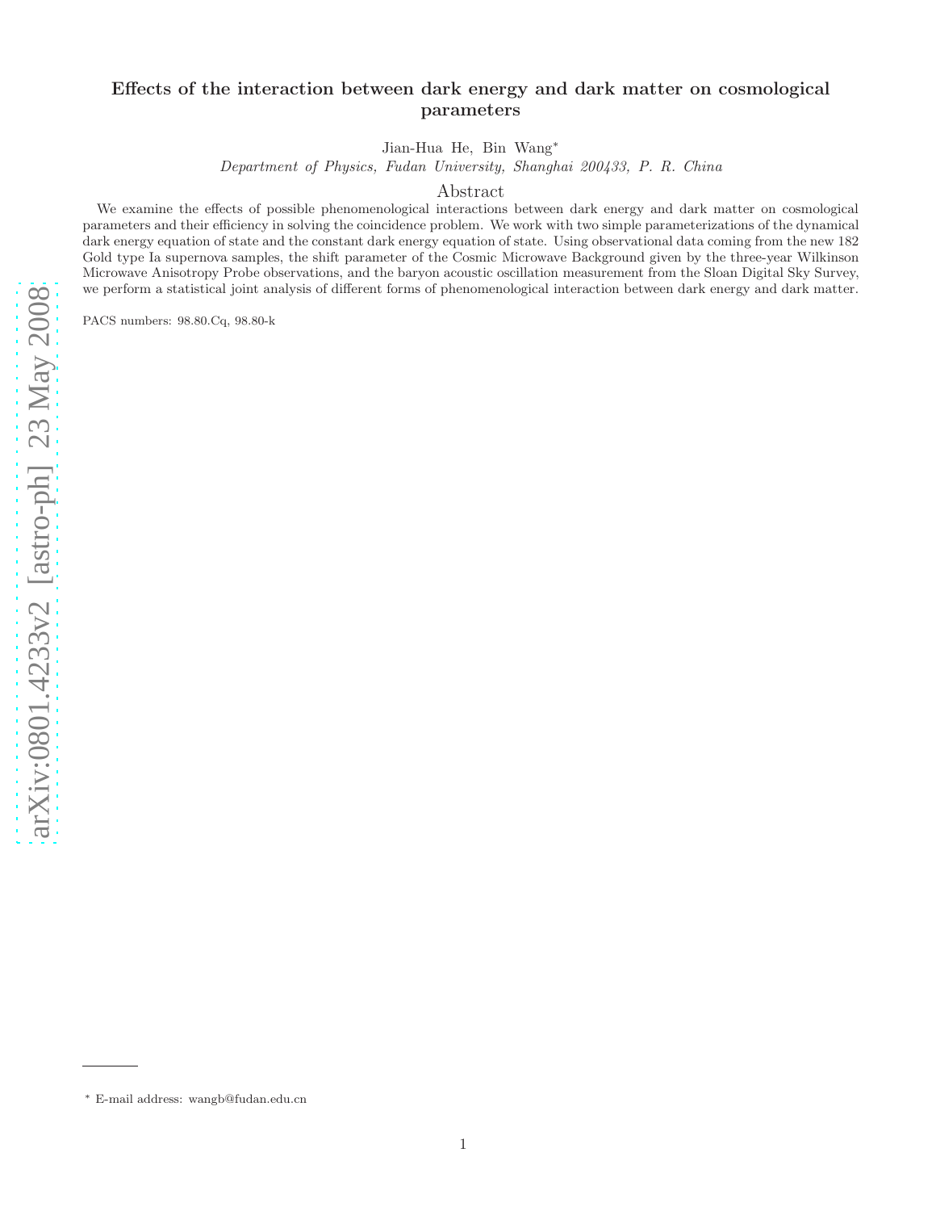# Effects of the interaction between dark energy and dark matter on cosmological parameters

Jian-Hua He, Bin Wang*

*Department of Physics, Fudan University, Shanghai 200433, P. R. China*

## Abstract

We examine the effects of possible phenomenological interactions between dark energy and dark matter on cosmological parameters and their efficiency in solving the coincidence problem. We work with two simple parameterizations of the dynamical dark energy equation of state and the constant dark energy equation of state. Using observational data coming from the new 182 Gold type Ia supernova samples, the shift parameter of the Cosmic Microwave Background given by the three-year Wilkinson Microwave Anisotropy Probe observations, and the baryon acoustic oscillation measurement from the Sloan Digital Sky Survey, we perform a statistical joint analysis of different forms of phenomenological interaction between dark energy and dark matter.

PACS numbers: 98.80.Cq, 98.80-k

---

* E-mail address: wangb@fudan.edu.cn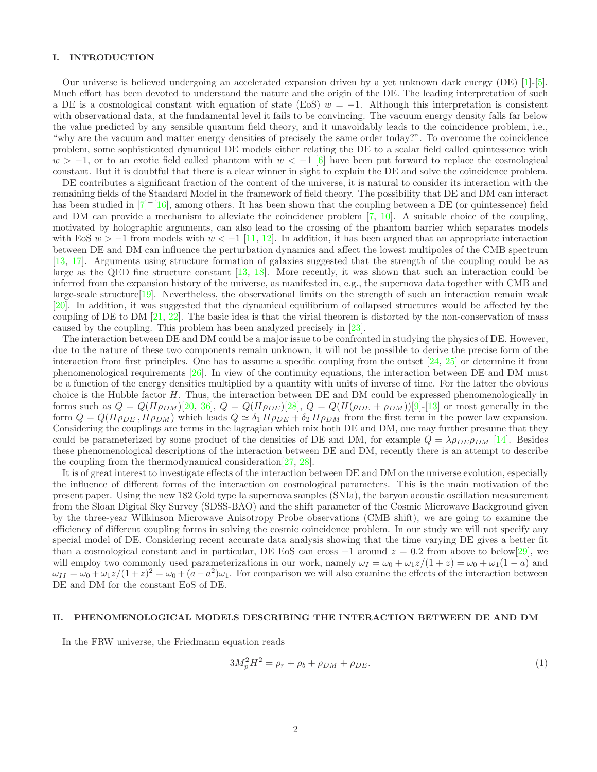## I. INTRODUCTION

Our universe is believed undergoing an accelerated expansion driven by a yet unknown dark energy (DE) [1]-[5]. Much effort has been devoted to understand the nature and the origin of the DE. The leading interpretation of such a DE is a cosmological constant with equation of state (EoS) $w = -1$. Although this interpretation is consistent with observational data, at the fundamental level it fails to be convincing. The vacuum energy density falls far below the value predicted by any sensible quantum field theory, and it unavoidably leads to the coincidence problem, i.e., "why are the vacuum and matter energy densities of precisely the same order today?". To overcome the coincidence problem, some sophisticated dynamical DE models either relating the DE to a scalar field called quintessence with $w > -1$, or to an exotic field called phantom with $w < -1$ [6] have been put forward to replace the cosmological constant. But it is doubtful that there is a clear winner in sight to explain the DE and solve the coincidence problem.

DE contributes a significant fraction of the content of the universe, it is natural to consider its interaction with the remaining fields of the Standard Model in the framework of field theory. The possibility that DE and DM can interact has been studied in [7]$^{-}$[16], among others. It has been shown that the coupling between a DE (or quintessence) field and DM can provide a mechanism to alleviate the coincidence problem [7, 10]. A suitable choice of the coupling, motivated by holographic arguments, can also lead to the crossing of the phantom barrier which separates models with EoS $w > -1$ from models with $w < -1$ [11, 12]. In addition, it has been argued that an appropriate interaction between DE and DM can influence the perturbation dynamics and affect the lowest multipoles of the CMB spectrum [13, 17]. Arguments using structure formation of galaxies suggested that the strength of the coupling could be as large as the QED fine structure constant [13, 18]. More recently, it was shown that such an interaction could be inferred from the expansion history of the universe, as manifested in, e.g., the supernova data together with CMB and large-scale structure[19]. Nevertheless, the observational limits on the strength of such an interaction remain weak [20]. In addition, it was suggested that the dynamical equilibrium of collapsed structures would be affected by the coupling of DE to DM [21, 22]. The basic idea is that the virial theorem is distorted by the non-conservation of mass caused by the coupling. This problem has been analyzed precisely in [23].

The interaction between DE and DM could be a major issue to be confronted in studying the physics of DE. However, due to the nature of these two components remain unknown, it will not be possible to derive the precise form of the interaction from first principles. One has to assume a specific coupling from the outset [24, 25] or determine it from phenomenological requirements [26]. In view of the continuity equations, the interaction between DE and DM must be a function of the energy densities multiplied by a quantity with units of inverse of time. For the latter the obvious choice is the Hubble factor $H$. Thus, the interaction between DE and DM could be expressed phenomenologically in forms such as $Q = Q(H\rho_{DM})$[20, 36], $Q = Q(H\rho_{DE})$[28], $Q = Q(H(\rho_{DE} + \rho_{DM}))$[9]-[13] or most generally in the form $Q = Q(H\rho_{DE}\,, H\rho_{DM})$ which leads $Q \simeq \delta_1\, H\rho_{DE} + \delta_2\, H\rho_{DM}$ from the first term in the power law expansion. Considering the couplings are terms in the lagrangian which mix both DE and DM, one may further presume that they could be parameterized by some product of the densities of DE and DM, for example $Q = \lambda\rho_{DE}\rho_{DM}$ [14]. Besides these phenomenological descriptions of the interaction between DE and DM, recently there is an attempt to describe the coupling from the thermodynamical consideration[27, 28].

It is of great interest to investigate effects of the interaction between DE and DM on the universe evolution, especially the influence of different forms of the interaction on cosmological parameters. This is the main motivation of the present paper. Using the new 182 Gold type Ia supernova samples (SNIa), the baryon acoustic oscillation measurement from the Sloan Digital Sky Survey (SDSS-BAO) and the shift parameter of the Cosmic Microwave Background given by the three-year Wilkinson Microwave Anisotropy Probe observations (CMB shift), we are going to examine the efficiency of different coupling forms in solving the cosmic coincidence problem. In our study we will not specify any special model of DE. Considering recent accurate data analysis showing that the time varying DE gives a better fit than a cosmological constant and in particular, DE EoS can cross $-1$ around $z = 0.2$ from above to below[29], we will employ two commonly used parameterizations in our work, namely $\omega_I = \omega_0 + \omega_1 z/(1+z) = \omega_0 + \omega_1(1-a)$ and $\omega_{II} = \omega_0 + \omega_1 z/(1+z)^2 = \omega_0 + (a - a^2)\omega_1$. For comparison we will also examine the effects of the interaction between DE and DM for the constant EoS of DE.

## II. PHENOMENOLOGICAL MODELS DESCRIBING THE INTERACTION BETWEEN DE AND DM

In the FRW universe, the Friedmann equation reads

$$3M_p^2 H^2 = \rho_r + \rho_b + \rho_{DM} + \rho_{DE}. \tag{1}$$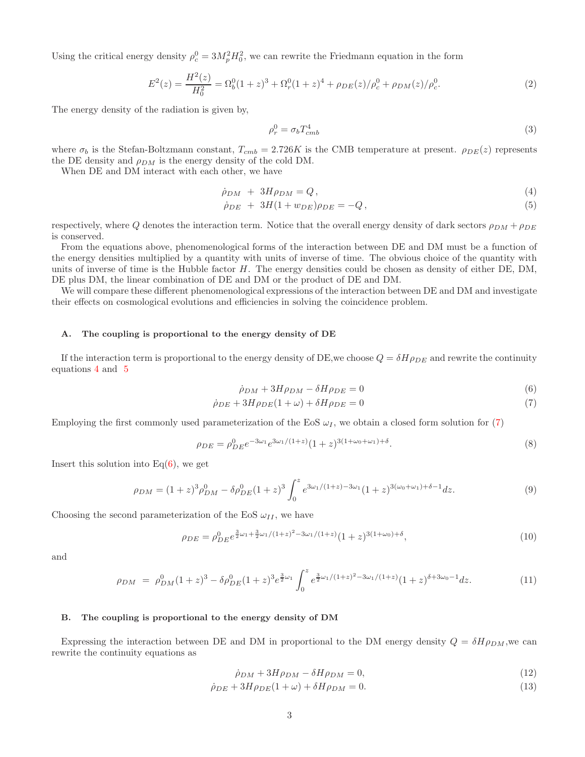Using the critical energy density $\rho_c^0 = 3M_p^2 H_0^2$, we can rewrite the Friedmann equation in the form

$$E^2(z) = \frac{H^2(z)}{H_0^2} = \Omega_b^0(1+z)^3 + \Omega_r^0(1+z)^4 + \rho_{DE}(z)/\rho_c^0 + \rho_{DM}(z)/\rho_c^0. \tag{2}$$

The energy density of the radiation is given by,

$$\rho_r^0 = \sigma_b T_{cmb}^4 \tag{3}$$

where $\sigma_b$ is the Stefan-Boltzmann constant, $T_{cmb} = 2.726K$ is the CMB temperature at present. $\rho_{DE}(z)$ represents the DE density and $\rho_{DM}$ is the energy density of the cold DM.

When DE and DM interact with each other, we have

$$\dot{\rho}_{DM} \ + \ 3H\rho_{DM} = Q\,, \tag{4}$$

$$\dot{\rho}_{DE} \ + \ 3H(1+w_{DE})\rho_{DE} = -Q\,, \tag{5}$$

respectively, where $Q$ denotes the interaction term. Notice that the overall energy density of dark sectors $\rho_{DM} + \rho_{DE}$ is conserved.

From the equations above, phenomenological forms of the interaction between DE and DM must be a function of the energy densities multiplied by a quantity with units of inverse of time. The obvious choice of the quantity with units of inverse of time is the Hubble factor $H$. The energy densities could be chosen as density of either DE, DM, DE plus DM, the linear combination of DE and DM or the product of DE and DM.

We will compare these different phenomenological expressions of the interaction between DE and DM and investigate their effects on cosmological evolutions and efficiencies in solving the coincidence problem.

### A. The coupling is proportional to the energy density of DE

If the interaction term is proportional to the energy density of DE,we choose $Q = \delta H \rho_{DE}$ and rewrite the continuity equations 4 and 5

$$\dot{\rho}_{DM} + 3H\rho_{DM} - \delta H \rho_{DE} = 0 \tag{6}$$

$$\dot{\rho}_{DE} + 3H\rho_{DE}(1+\omega) + \delta H\rho_{DE} = 0 \tag{7}$$

Employing the first commonly used parameterization of the EoS $\omega_I$, we obtain a closed form solution for (7)

$$\rho_{DE} = \rho_{DE}^0 e^{-3\omega_1} e^{3\omega_1/(1+z)} (1+z)^{3(1+\omega_0+\omega_1)+\delta}. \tag{8}$$

Insert this solution into Eq(6), we get

$$\rho_{DM} = (1+z)^3 \rho_{DM}^0 - \delta \rho_{DE}^0 (1+z)^3 \int_0^z e^{3\omega_1/(1+z) - 3\omega_1} (1+z)^{3(\omega_0+\omega_1)+\delta-1} dz. \tag{9}$$

Choosing the second parameterization of the EoS $\omega_{II}$, we have

$$\rho_{DE} = \rho_{DE}^0 e^{\frac{3}{2}\omega_1 + \frac{3}{2}\omega_1/(1+z)^2 - 3\omega_1/(1+z)} (1+z)^{3(1+\omega_0)+\delta}, \tag{10}$$

and

$$\rho_{DM} \ = \ \rho_{DM}^0 (1+z)^3 - \delta \rho_{DE}^0 (1+z)^3 e^{\frac{3}{2}\omega_1} \int_0^z e^{\frac{3}{2}\omega_1/(1+z)^2 - 3\omega_1/(1+z)} (1+z)^{\delta + 3\omega_0 - 1} dz. \tag{11}$$

### B. The coupling is proportional to the energy density of DM

Expressing the interaction between DE and DM in proportional to the DM energy density $Q = \delta H \rho_{DM}$,we can rewrite the continuity equations as

$$\dot{\rho}_{DM} + 3H\rho_{DM} - \delta H\rho_{DM} = 0, \tag{12}$$

$$\dot{\rho}_{DE} + 3H\rho_{DE}(1+\omega) + \delta H\rho_{DM} = 0. \tag{13}$$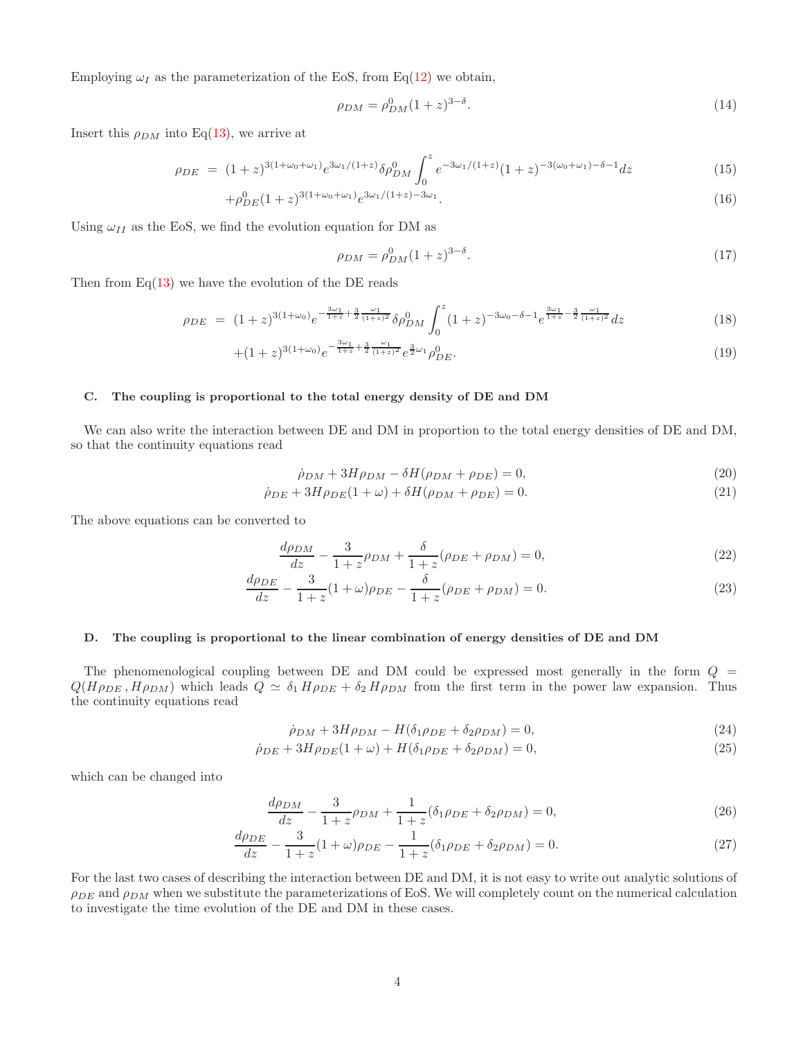Employing $\omega_I$ as the parameterization of the EoS, from Eq(12) we obtain,

$$\rho_{DM} = \rho_{DM}^0 (1+z)^{3-\delta}. \tag{14}$$

Insert this $\rho_{DM}$ into Eq(13), we arrive at

$$\rho_{DE} = (1+z)^{3(1+\omega_0+\omega_1)} e^{3\omega_1/(1+z)} \delta \rho_{DM}^0 \int_0^z e^{-3\omega_1/(1+z)} (1+z)^{-3(\omega_0+\omega_1)-\delta-1} dz \tag{15}$$

$$+\rho_{DE}^0 (1+z)^{3(1+\omega_0+\omega_1)} e^{3\omega_1/(1+z)-3\omega_1}. \tag{16}$$

Using $\omega_{II}$ as the EoS, we find the evolution equation for DM as

$$\rho_{DM} = \rho_{DM}^0 (1+z)^{3-\delta}. \tag{17}$$

Then from Eq(13) we have the evolution of the DE reads

$$\rho_{DE} = (1+z)^{3(1+\omega_0)} e^{-\frac{3\omega_1}{1+z}+\frac{3}{2}\frac{\omega_1}{(1+z)^2}} \delta \rho_{DM}^0 \int_0^z (1+z)^{-3\omega_0-\delta-1} e^{\frac{3\omega_1}{1+z}-\frac{3}{2}\frac{\omega_1}{(1+z)^2}} dz \tag{18}$$

$$+(1+z)^{3(1+\omega_0)} e^{-\frac{3\omega_1}{1+z}+\frac{3}{2}\frac{\omega_1}{(1+z)^2}} e^{\frac{3}{2}\omega_1} \rho_{DE}^0. \tag{19}$$

### C. The coupling is proportional to the total energy density of DE and DM

We can also write the interaction between DE and DM in proportion to the total energy densities of DE and DM, so that the continuity equations read

$$\dot{\rho}_{DM} + 3H\rho_{DM} - \delta H(\rho_{DM} + \rho_{DE}) = 0, \tag{20}$$

$$\dot{\rho}_{DE} + 3H\rho_{DE}(1+\omega) + \delta H(\rho_{DM} + \rho_{DE}) = 0. \tag{21}$$

The above equations can be converted to

$$\frac{d\rho_{DM}}{dz} - \frac{3}{1+z}\rho_{DM} + \frac{\delta}{1+z}(\rho_{DE} + \rho_{DM}) = 0, \tag{22}$$

$$\frac{d\rho_{DE}}{dz} - \frac{3}{1+z}(1+\omega)\rho_{DE} - \frac{\delta}{1+z}(\rho_{DE} + \rho_{DM}) = 0. \tag{23}$$

### D. The coupling is proportional to the linear combination of energy densities of DE and DM

The phenomenological coupling between DE and DM could be expressed most generally in the form $Q = Q(H\rho_{DE}, H\rho_{DM})$ which leads $Q \simeq \delta_1 H\rho_{DE} + \delta_2 H\rho_{DM}$ from the first term in the power law expansion. Thus the continuity equations read

$$\dot{\rho}_{DM} + 3H\rho_{DM} - H(\delta_1\rho_{DE} + \delta_2\rho_{DM}) = 0, \tag{24}$$

$$\dot{\rho}_{DE} + 3H\rho_{DE}(1+\omega) + H(\delta_1\rho_{DE} + \delta_2\rho_{DM}) = 0, \tag{25}$$

which can be changed into

$$\frac{d\rho_{DM}}{dz} - \frac{3}{1+z}\rho_{DM} + \frac{1}{1+z}(\delta_1\rho_{DE} + \delta_2\rho_{DM}) = 0, \tag{26}$$

$$\frac{d\rho_{DE}}{dz} - \frac{3}{1+z}(1+\omega)\rho_{DE} - \frac{1}{1+z}(\delta_1\rho_{DE} + \delta_2\rho_{DM}) = 0. \tag{27}$$

For the last two cases of describing the interaction between DE and DM, it is not easy to write out analytic solutions of $\rho_{DE}$ and $\rho_{DM}$ when we substitute the parameterizations of EoS. We will completely count on the numerical calculation to investigate the time evolution of the DE and DM in these cases.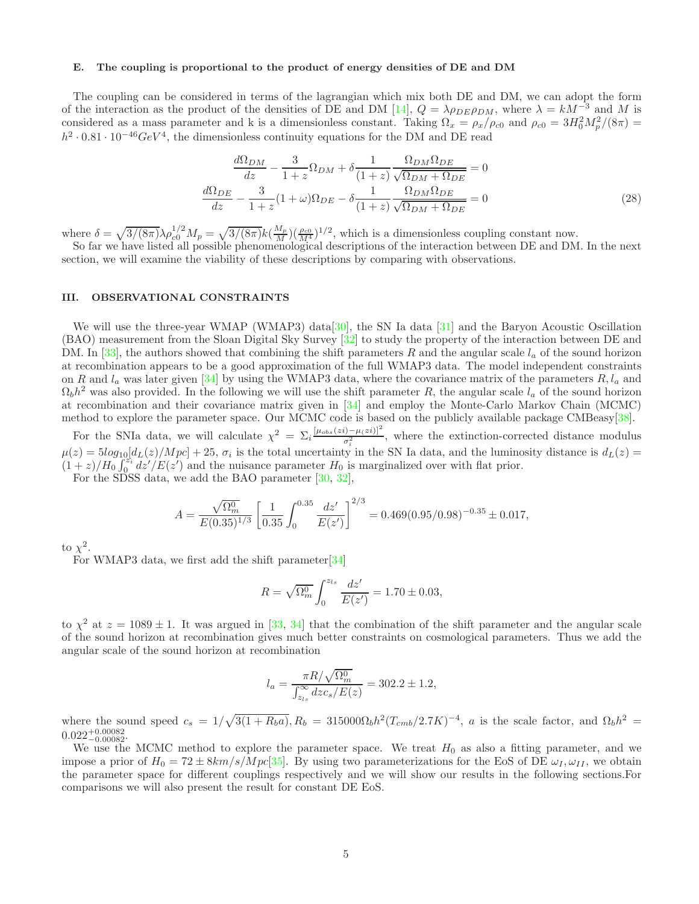### E. The coupling is proportional to the product of energy densities of DE and DM

The coupling can be considered in terms of the lagrangian which mix both DE and DM, we can adopt the form of the interaction as the product of the densities of DE and DM [14], $Q = \lambda\rho_{DE}\rho_{DM}$, where $\lambda = kM^{-3}$ and $M$ is considered as a mass parameter and k is a dimensionless constant. Taking $\Omega_x = \rho_x/\rho_{c0}$ and $\rho_{c0} = 3H_0^2M_p^2/(8\pi) = h^2 \cdot 0.81 \cdot 10^{-46}GeV^4$, the dimensionless continuity equations for the DM and DE read

$$
\begin{aligned}
\frac{d\Omega_{DM}}{dz} - \frac{3}{1+z}\Omega_{DM} + \delta\frac{1}{(1+z)}\frac{\Omega_{DM}\Omega_{DE}}{\sqrt{\Omega_{DM}+\Omega_{DE}}} = 0 \\
\frac{d\Omega_{DE}}{dz} - \frac{3}{1+z}(1+\omega)\Omega_{DE} - \delta\frac{1}{(1+z)}\frac{\Omega_{DM}\Omega_{DE}}{\sqrt{\Omega_{DM}+\Omega_{DE}}} = 0
\end{aligned}
\tag{28}
$$

where $\delta = \sqrt{3/(8\pi)}\lambda\rho_{c0}^{1/2}M_p = \sqrt{3/(8\pi)}k(\frac{M_p}{M})(\frac{\rho_{c0}}{M^4})^{1/2}$, which is a dimensionless coupling constant now.

So far we have listed all possible phenomenological descriptions of the interaction between DE and DM. In the next section, we will examine the viability of these descriptions by comparing with observations.

## III. OBSERVATIONAL CONSTRAINTS

We will use the three-year WMAP (WMAP3) data[30], the SN Ia data [31] and the Baryon Acoustic Oscillation (BAO) measurement from the Sloan Digital Sky Survey [32] to study the property of the interaction between DE and DM. In [33], the authors showed that combining the shift parameters $R$ and the angular scale $l_a$ of the sound horizon at recombination appears to be a good approximation of the full WMAP3 data. The model independent constraints on $R$ and $l_a$ was later given [34] by using the WMAP3 data, where the covariance matrix of the parameters $R, l_a$ and $\Omega_b h^2$ was also provided. In the following we will use the shift parameter $R$, the angular scale $l_a$ of the sound horizon at recombination and their covariance matrix given in [34] and employ the Monte-Carlo Markov Chain (MCMC) method to explore the parameter space. Our MCMC code is based on the publicly available package CMBeasy[38].

For the SNIa data, we will calculate $\chi^2 = \Sigma_i\frac{[\mu_{obs}(zi)-\mu(zi)]^2}{\sigma_i^2}$, where the extinction-corrected distance modulus $\mu(z) = 5log_{10}[d_L(z)/Mpc] + 25$, $\sigma_i$ is the total uncertainty in the SN Ia data, and the luminosity distance is $d_L(z) = (1+z)/H_0\int_0^{z_i} dz'/E(z')$ and the nuisance parameter $H_0$ is marginalized over with flat prior.

For the SDSS data, we add the BAO parameter [30, 32],

$$
A = \frac{\sqrt{\Omega_m^0}}{E(0.35)^{1/3}}\left[\frac{1}{0.35}\int_0^{0.35}\frac{dz'}{E(z')}\right]^{2/3} = 0.469(0.95/0.98)^{-0.35} \pm 0.017,
$$

to $\chi^2$.

For WMAP3 data, we first add the shift parameter[34]

$$
R = \sqrt{\Omega_m^0}\int_0^{z_{ls}}\frac{dz'}{E(z')} = 1.70 \pm 0.03,
$$

to $\chi^2$ at $z = 1089 \pm 1$. It was argued in [33, 34] that the combination of the shift parameter and the angular scale of the sound horizon at recombination gives much better constraints on cosmological parameters. Thus we add the angular scale of the sound horizon at recombination

$$
l_a = \frac{\pi R/\sqrt{\Omega_m^0}}{\int_{z_{ls}}^{\infty} dz c_s/E(z)} = 302.2 \pm 1.2,
$$

where the sound speed $c_s = 1/\sqrt{3(1+R_b a)}$, $R_b = 315000\Omega_b h^2(T_{cmb}/2.7K)^{-4}$, $a$ is the scale factor, and $\Omega_b h^2 = 0.022^{+0.00082}_{-0.00082}$.

We use the MCMC method to explore the parameter space. We treat $H_0$ as also a fitting parameter, and we impose a prior of $H_0 = 72 \pm 8 km/s/Mpc$[35]. By using two parameterizations for the EoS of DE $\omega_I, \omega_{II}$, we obtain the parameter space for different couplings respectively and we will show our results in the following sections.For comparisons we will also present the result for constant DE EoS.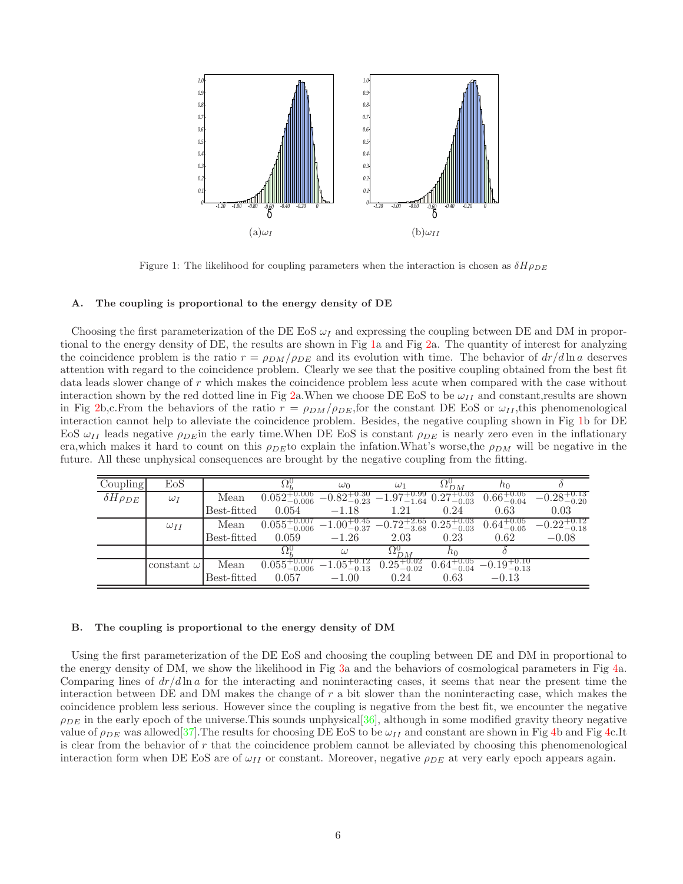(a)$\omega_I$

(b)$\omega_{II}$

Figure 1: The likelihood for coupling parameters when the interaction is chosen as $\delta H \rho_{DE}$

### A. The coupling is proportional to the energy density of DE

Choosing the first parameterization of the DE EoS $\omega_I$ and expressing the coupling between DE and DM in proportional to the energy density of DE, the results are shown in Fig 1a and Fig 2a. The quantity of interest for analyzing the coincidence problem is the ratio $r = \rho_{DM}/\rho_{DE}$ and its evolution with time. The behavior of $dr/d\ln a$ deserves attention with regard to the coincidence problem. Clearly we see that the positive coupling obtained from the best fit data leads slower change of $r$ which makes the coincidence problem less acute when compared with the case without interaction shown by the red dotted line in Fig 2a.When we choose DE EoS to be $\omega_{II}$ and constant,results are shown in Fig 2b,c.From the behaviors of the ratio $r = \rho_{DM}/\rho_{DE}$,for the constant DE EoS or $\omega_{II}$,this phenomenological interaction cannot help to alleviate the coincidence problem. Besides, the negative coupling shown in Fig 1b for DE EoS $\omega_{II}$ leads negative $\rho_{DE}$in the early time.When DE EoS is constant $\rho_{DE}$ is nearly zero even in the inflationary era,which makes it hard to count on this $\rho_{DE}$to explain the infation.What's worse,the $\rho_{DM}$ will be negative in the future. All these unphysical consequences are brought by the negative coupling from the fitting.

| Coupling | EoS | | $\Omega_b^0$ | $\omega_0$ | $\omega_1$ | $\Omega_{DM}^0$ | $h_0$ | $\delta$ |
|---|---|---|---|---|---|---|---|---|
| $\delta H \rho_{DE}$ | $\omega_I$ | Mean | $0.052^{+0.006}_{-0.006}$ | $-0.82^{+0.30}_{-0.23}$ | $-1.97^{+0.99}_{-1.64}$ | $0.27^{+0.03}_{-0.03}$ | $0.66^{+0.05}_{-0.04}$ | $-0.28^{+0.13}_{-0.20}$ |
| | | Best-fitted | 0.054 | $-1.18$ | 1.21 | 0.24 | 0.63 | 0.03 |
| | $\omega_{II}$ | Mean | $0.055^{+0.007}_{-0.006}$ | $-1.00^{+0.45}_{-0.37}$ | $-0.72^{+2.65}_{-3.68}$ | $0.25^{+0.03}_{-0.03}$ | $0.64^{+0.05}_{-0.05}$ | $-0.22^{+0.12}_{-0.18}$ |
| | | Best-fitted | 0.059 | $-1.26$ | 2.03 | 0.23 | 0.62 | $-0.08$ |
| | | | $\Omega_b^0$ | $\omega$ | $\Omega_{DM}^0$ | $h_0$ | $\delta$ | |
| | constant $\omega$ | Mean | $0.055^{+0.007}_{-0.006}$ | $-1.05^{+0.12}_{-0.13}$ | $0.25^{+0.02}_{-0.02}$ | $0.64^{+0.05}_{-0.04}$ | $-0.19^{+0.10}_{-0.13}$ | |
| | | Best-fitted | 0.057 | $-1.00$ | 0.24 | 0.63 | $-0.13$ | |

### B. The coupling is proportional to the energy density of DM

Using the first parameterization of the DE EoS and choosing the coupling between DE and DM in proportional to the energy density of DM, we show the likelihood in Fig 3a and the behaviors of cosmological parameters in Fig 4a. Comparing lines of $dr/d\ln a$ for the interacting and noninteracting cases, it seems that near the present time the interaction between DE and DM makes the change of $r$ a bit slower than the noninteracting case, which makes the coincidence problem less serious. However since the coupling is negative from the best fit, we encounter the negative $\rho_{DE}$ in the early epoch of the universe.This sounds unphysical[36], although in some modified gravity theory negative value of $\rho_{DE}$ was allowed[37].The results for choosing DE EoS to be $\omega_{II}$ and constant are shown in Fig 4b and Fig 4c.It is clear from the behavior of $r$ that the coincidence problem cannot be alleviated by choosing this phenomenological interaction form when DE EoS are of $\omega_{II}$ or constant. Moreover, negative $\rho_{DE}$ at very early epoch appears again.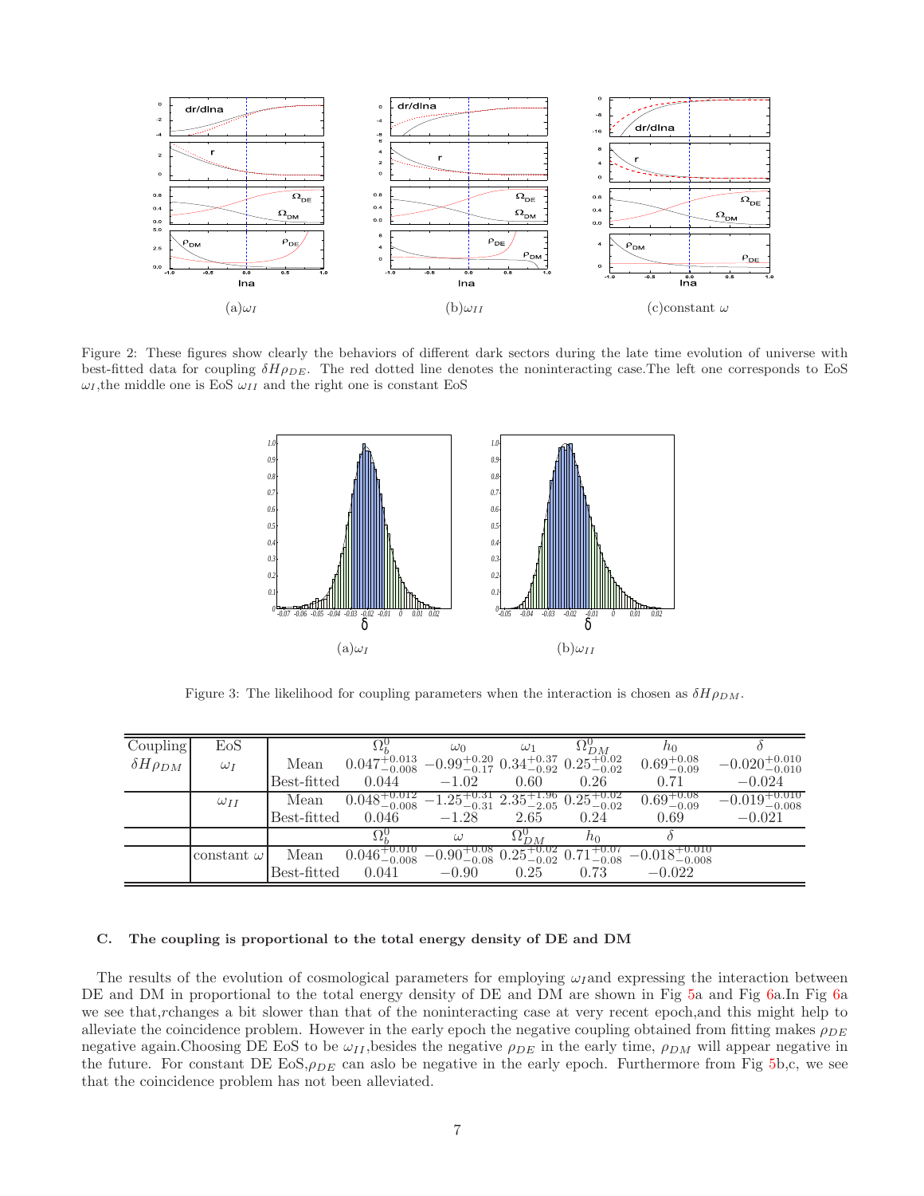(a)$\omega_I$ (b)$\omega_{II}$ (c)constant $\omega$

Figure 2: These figures show clearly the behaviors of different dark sectors during the late time evolution of universe with best-fitted data for coupling $\delta H\rho_{DE}$. The red dotted line denotes the noninteracting case.The left one corresponds to EoS $\omega_I$,the middle one is EoS $\omega_{II}$ and the right one is constant EoS

(a)$\omega_I$ (b)$\omega_{II}$

Figure 3: The likelihood for coupling parameters when the interaction is chosen as $\delta H\rho_{DM}$.

| Coupling | EoS | | $\Omega_b^0$ | $\omega_0$ | $\omega_1$ | $\Omega_{DM}^0$ | $h_0$ | $\delta$ |
|---|---|---|---|---|---|---|---|---|
| $\delta H\rho_{DM}$ | $\omega_I$ | Mean | $0.047^{+0.013}_{-0.008}$ | $-0.99^{+0.20}_{-0.17}$ | $0.34^{+0.37}_{-0.92}$ | $0.25^{+0.02}_{-0.02}$ | $0.69^{+0.08}_{-0.09}$ | $-0.020^{+0.010}_{-0.010}$ |
| | | Best-fitted | $0.044$ | $-1.02$ | $0.60$ | $0.26$ | $0.71$ | $-0.024$ |
| | $\omega_{II}$ | Mean | $0.048^{+0.012}_{-0.008}$ | $-1.25^{+0.31}_{-0.31}$ | $2.35^{+1.96}_{-2.05}$ | $0.25^{+0.02}_{-0.02}$ | $0.69^{+0.08}_{-0.09}$ | $-0.019^{+0.010}_{-0.008}$ |
| | | Best-fitted | $0.046$ | $-1.28$ | $2.65$ | $0.24$ | $0.69$ | $-0.021$ |
| | | | $\Omega_b^0$ | $\omega$ | $\Omega_{DM}^0$ | $h_0$ | $\delta$ | |
| | constant $\omega$ | Mean | $0.046^{+0.010}_{-0.008}$ | $-0.90^{+0.08}_{-0.08}$ | $0.25^{+0.02}_{-0.02}$ | $0.71^{+0.07}_{-0.08}$ | $-0.018^{+0.010}_{-0.008}$ | |
| | | Best-fitted | $0.041$ | $-0.90$ | $0.25$ | $0.73$ | $-0.022$ | |

### C. The coupling is proportional to the total energy density of DE and DM

The results of the evolution of cosmological parameters for employing $\omega_I$and expressing the interaction between DE and DM in proportional to the total energy density of DE and DM are shown in Fig 5a and Fig 6a.In Fig 6a we see that,$r$changes a bit slower than that of the noninteracting case at very recent epoch,and this might help to alleviate the coincidence problem. However in the early epoch the negative coupling obtained from fitting makes $\rho_{DE}$ negative again.Choosing DE EoS to be $\omega_{II}$,besides the negative $\rho_{DE}$ in the early time, $\rho_{DM}$ will appear negative in the future. For constant DE EoS,$\rho_{DE}$ can aslo be negative in the early epoch. Furthermore from Fig 5b,c, we see that the coincidence problem has not been alleviated.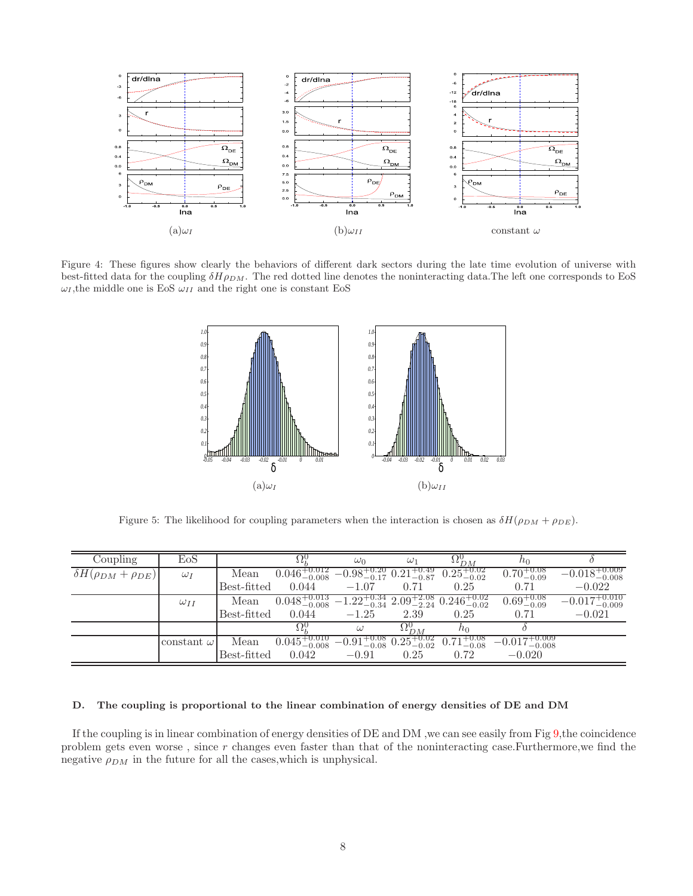(a)$\omega_I$ (b)$\omega_{II}$ constant $\omega$

Figure 4: These figures show clearly the behaviors of different dark sectors during the late time evolution of universe with best-fitted data for the coupling $\delta H\rho_{DM}$. The red dotted line denotes the noninteracting data.The left one corresponds to EoS $\omega_I$,the middle one is EoS $\omega_{II}$ and the right one is constant EoS

(a)$\omega_I$ (b)$\omega_{II}$

Figure 5: The likelihood for coupling parameters when the interaction is chosen as $\delta H(\rho_{DM} + \rho_{DE})$.

| Coupling | EoS | | $\Omega_b^0$ | $\omega_0$ | $\omega_1$ | $\Omega_{DM}^0$ | $h_0$ | $\delta$ |
|---|---|---|---|---|---|---|---|---|
| $\delta H(\rho_{DM} + \rho_{DE})$ | $\omega_I$ | Mean | $0.046^{+0.012}_{-0.008}$ | $-0.98^{+0.20}_{-0.17}$ | $0.21^{+0.49}_{-0.87}$ | $0.25^{+0.02}_{-0.02}$ | $0.70^{+0.08}_{-0.09}$ | $-0.018^{+0.009}_{-0.008}$ |
| | | Best-fitted | 0.044 | $-1.07$ | 0.71 | 0.25 | 0.71 | $-0.022$ |
| | $\omega_{II}$ | Mean | $0.048^{+0.013}_{-0.008}$ | $-1.22^{+0.34}_{-0.34}$ | $2.09^{+2.08}_{-2.24}$ | $0.246^{+0.02}_{-0.02}$ | $0.69^{+0.08}_{-0.09}$ | $-0.017^{+0.010}_{-0.009}$ |
| | | Best-fitted | 0.044 | $-1.25$ | 2.39 | 0.25 | 0.71 | $-0.021$ |
| | | | $\Omega_b^0$ | $\omega$ | $\Omega_{DM}^0$ | $h_0$ | $\delta$ | |
| | constant $\omega$ | Mean | $0.045^{+0.010}_{-0.008}$ | $-0.91^{+0.08}_{-0.08}$ | $0.25^{+0.02}_{-0.02}$ | $0.71^{+0.08}_{-0.08}$ | $-0.017^{+0.009}_{-0.008}$ | |
| | | Best-fitted | 0.042 | $-0.91$ | 0.25 | 0.72 | $-0.020$ | |

### D. The coupling is proportional to the linear combination of energy densities of DE and DM

If the coupling is in linear combination of energy densities of DE and DM ,we can see easily from Fig 9,the coincidence problem gets even worse , since $r$ changes even faster than that of the noninteracting case.Furthermore,we find the negative $\rho_{DM}$ in the future for all the cases,which is unphysical.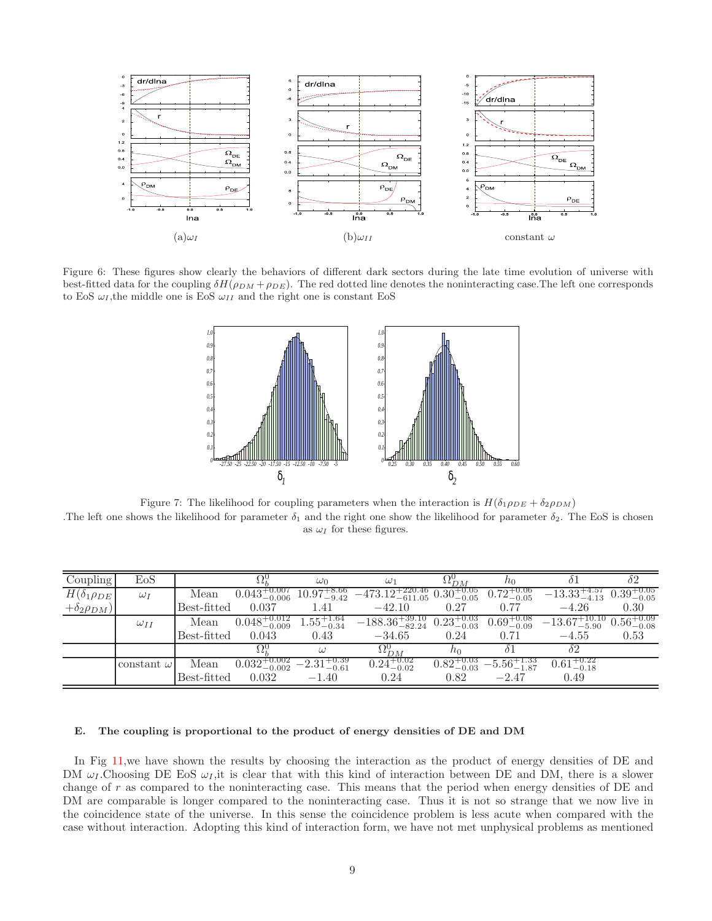(a)$\omega_I$ (b)$\omega_{II}$ constant $\omega$

Figure 6: These figures show clearly the behaviors of different dark sectors during the late time evolution of universe with best-fitted data for the coupling $\delta H(\rho_{DM}+\rho_{DE})$. The red dotted line denotes the noninteracting case.The left one corresponds to EoS $\omega_I$,the middle one is EoS $\omega_{II}$ and the right one is constant EoS

Figure 7: The likelihood for coupling parameters when the interaction is $H(\delta_1\rho_{DE}+\delta_2\rho_{DM})$ .The left one shows the likelihood for parameter $\delta_1$ and the right one show the likelihood for parameter $\delta_2$. The EoS is chosen as $\omega_I$ for these figures.

| Coupling | EoS | | $\Omega_b^0$ | $\omega_0$ | $\omega_1$ | $\Omega_{DM}^0$ | $h_0$ | $\delta1$ | $\delta2$ |
|---|---|---|---|---|---|---|---|---|---|
| $H(\delta_1\rho_{DE}$ $+\delta_2\rho_{DM})$ | $\omega_I$ | Mean | $0.043^{+0.007}_{-0.006}$ | $10.97^{+8.66}_{-9.42}$ | $-473.12^{+220.46}_{-611.05}$ | $0.30^{+0.05}_{-0.05}$ | $0.72^{+0.06}_{-0.05}$ | $-13.33^{+4.57}_{-4.13}$ | $0.39^{+0.05}_{-0.05}$ |
| | | Best-fitted | 0.037 | 1.41 | $-42.10$ | 0.27 | 0.77 | $-4.26$ | 0.30 |
| | $\omega_{II}$ | Mean | $0.048^{+0.012}_{-0.009}$ | $1.55^{+1.64}_{-0.34}$ | $-188.36^{+39.10}_{-82.24}$ | $0.23^{+0.03}_{-0.03}$ | $0.69^{+0.08}_{-0.09}$ | $-13.67^{+10.10}_{-5.90}$ | $0.56^{+0.09}_{-0.08}$ |
| | | Best-fitted | 0.043 | 0.43 | $-34.65$ | 0.24 | 0.71 | $-4.55$ | 0.53 |
| | | | $\Omega_b^0$ | $\omega$ | $\Omega_{DM}^0$ | $h_0$ | $\delta1$ | $\delta2$ | |
| | constant $\omega$ | Mean | $0.032^{+0.002}_{-0.002}$ | $-2.31^{+0.39}_{-0.61}$ | $0.24^{+0.02}_{-0.02}$ | $0.82^{+0.03}_{-0.03}$ | $-5.56^{+1.33}_{-1.87}$ | $0.61^{+0.22}_{-0.18}$ | |
| | | Best-fitted | 0.032 | $-1.40$ | 0.24 | 0.82 | $-2.47$ | 0.49 | |

### E. The coupling is proportional to the product of energy densities of DE and DM

In Fig 11,we have shown the results by choosing the interaction as the product of energy densities of DE and DM $\omega_I$.Choosing DE EoS $\omega_I$,it is clear that with this kind of interaction between DE and DM, there is a slower change of $r$ as compared to the noninteracting case. This means that the period when energy densities of DE and DM are comparable is longer compared to the noninteracting case. Thus it is not so strange that we now live in the coincidence state of the universe. In this sense the coincidence problem is less acute when compared with the case without interaction. Adopting this kind of interaction form, we have not met unphysical problems as mentioned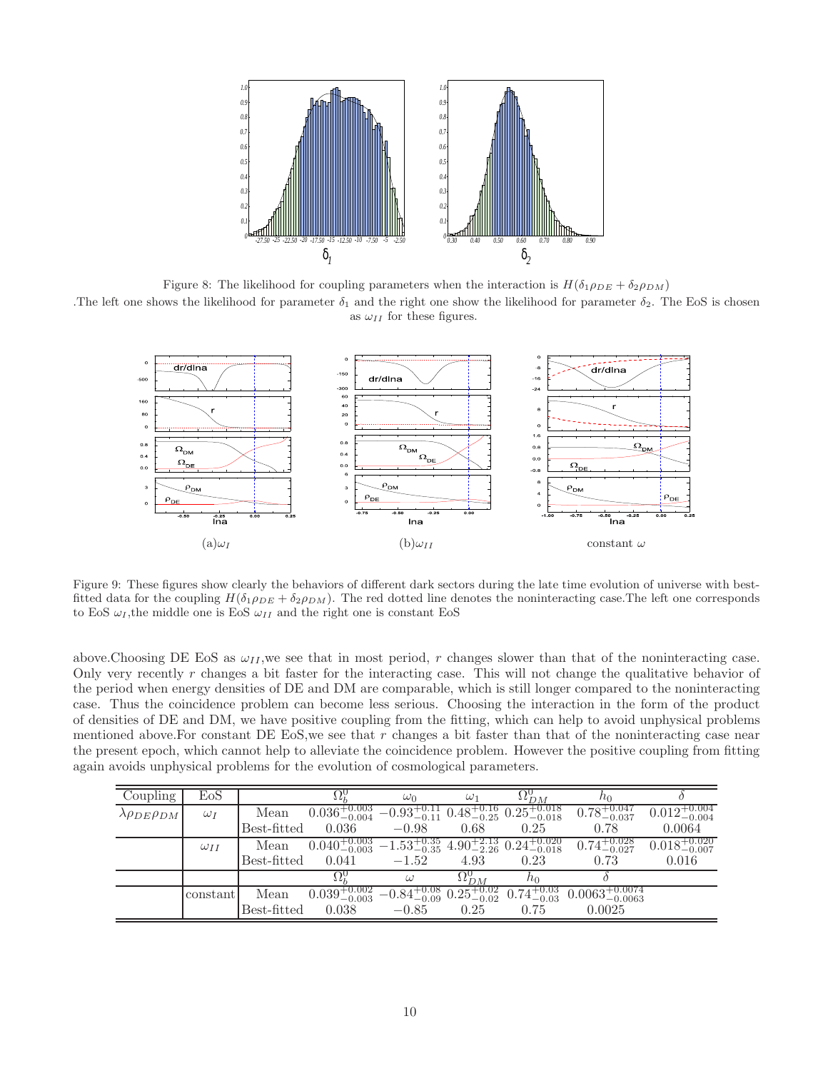Figure 8: The likelihood for coupling parameters when the interaction is $H(\delta_1\rho_{DE} + \delta_2\rho_{DM})$
.The left one shows the likelihood for parameter $\delta_1$ and the right one show the likelihood for parameter $\delta_2$. The EoS is chosen as $\omega_{II}$ for these figures.

(a)$\omega_I$ (b)$\omega_{II}$ constant $\omega$

Figure 9: These figures show clearly the behaviors of different dark sectors during the late time evolution of universe with best-fitted data for the coupling $H(\delta_1\rho_{DE} + \delta_2\rho_{DM})$. The red dotted line denotes the noninteracting case.The left one corresponds to EoS $\omega_I$,the middle one is EoS $\omega_{II}$ and the right one is constant EoS

above.Choosing DE EoS as $\omega_{II}$,we see that in most period, $r$ changes slower than that of the noninteracting case. Only very recently $r$ changes a bit faster for the interacting case. This will not change the qualitative behavior of the period when energy densities of DE and DM are comparable, which is still longer compared to the noninteracting case. Thus the coincidence problem can become less serious. Choosing the interaction in the form of the product of densities of DE and DM, we have positive coupling from the fitting, which can help to avoid unphysical problems mentioned above.For constant DE EoS,we see that $r$ changes a bit faster than that of the noninteracting case near the present epoch, which cannot help to alleviate the coincidence problem. However the positive coupling from fitting again avoids unphysical problems for the evolution of cosmological parameters.

| Coupling | EoS | | $\Omega_b^0$ | $\omega_0$ | $\omega_1$ | $\Omega_{DM}^0$ | $h_0$ | $\delta$ |
|---|---|---|---|---|---|---|---|---|
| $\lambda\rho_{DE}\rho_{DM}$ | $\omega_I$ | Mean | $0.036^{+0.003}_{-0.004}$ | $-0.93^{+0.11}_{-0.11}$ | $0.48^{+0.16}_{-0.25}$ | $0.25^{+0.018}_{-0.018}$ | $0.78^{+0.047}_{-0.037}$ | $0.012^{+0.004}_{-0.004}$ |
| | | Best-fitted | 0.036 | $-0.98$ | 0.68 | 0.25 | 0.78 | 0.0064 |
| | $\omega_{II}$ | Mean | $0.040^{+0.003}_{-0.003}$ | $-1.53^{+0.35}_{-0.35}$ | $4.90^{+2.13}_{-2.26}$ | $0.24^{+0.020}_{-0.018}$ | $0.74^{+0.028}_{-0.027}$ | $0.018^{+0.020}_{-0.007}$ |
| | | Best-fitted | 0.041 | $-1.52$ | 4.93 | 0.23 | 0.73 | 0.016 |
| | | | $\Omega_b^0$ | $\omega$ | $\Omega_{DM}^0$ | $h_0$ | $\delta$ | |
| | constant | Mean | $0.039^{+0.002}_{-0.003}$ | $-0.84^{+0.08}_{-0.09}$ | $0.25^{+0.02}_{-0.02}$ | $0.74^{+0.03}_{-0.03}$ | $0.0063^{+0.0074}_{-0.0063}$ | |
| | | Best-fitted | 0.038 | $-0.85$ | 0.25 | 0.75 | 0.0025 | |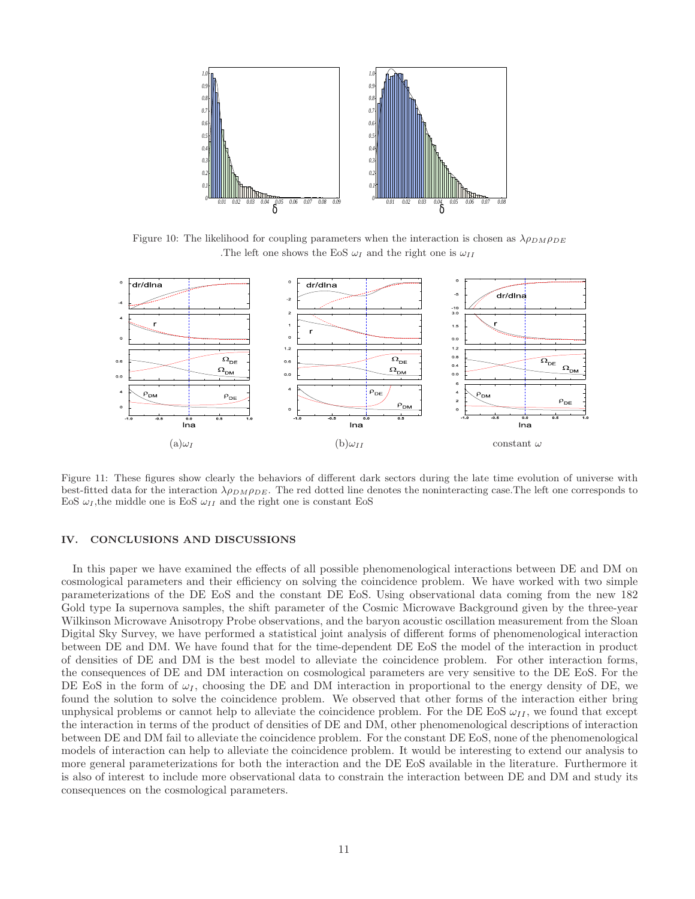Figure 10: The likelihood for coupling parameters when the interaction is chosen as $\lambda\rho_{DM}\rho_{DE}$ .The left one shows the EoS $\omega_I$ and the right one is $\omega_{II}$

Figure 11: These figures show clearly the behaviors of different dark sectors during the late time evolution of universe with best-fitted data for the interaction $\lambda\rho_{DM}\rho_{DE}$. The red dotted line denotes the noninteracting case.The left one corresponds to EoS $\omega_I$,the middle one is EoS $\omega_{II}$ and the right one is constant EoS

## IV. CONCLUSIONS AND DISCUSSIONS

In this paper we have examined the effects of all possible phenomenological interactions between DE and DM on cosmological parameters and their efficiency on solving the coincidence problem. We have worked with two simple parameterizations of the DE EoS and the constant DE EoS. Using observational data coming from the new 182 Gold type Ia supernova samples, the shift parameter of the Cosmic Microwave Background given by the three-year Wilkinson Microwave Anisotropy Probe observations, and the baryon acoustic oscillation measurement from the Sloan Digital Sky Survey, we have performed a statistical joint analysis of different forms of phenomenological interaction between DE and DM. We have found that for the time-dependent DE EoS the model of the interaction in product of densities of DE and DM is the best model to alleviate the coincidence problem. For other interaction forms, the consequences of DE and DM interaction on cosmological parameters are very sensitive to the DE EoS. For the DE EoS in the form of $\omega_I$, choosing the DE and DM interaction in proportional to the energy density of DE, we found the solution to solve the coincidence problem. We observed that other forms of the interaction either bring unphysical problems or cannot help to alleviate the coincidence problem. For the DE EoS $\omega_{II}$, we found that except the interaction in terms of the product of densities of DE and DM, other phenomenological descriptions of interaction between DE and DM fail to alleviate the coincidence problem. For the constant DE EoS, none of the phenomenological models of interaction can help to alleviate the coincidence problem. It would be interesting to extend our analysis to more general parameterizations for both the interaction and the DE EoS available in the literature. Furthermore it is also of interest to include more observational data to constrain the interaction between DE and DM and study its consequences on the cosmological parameters.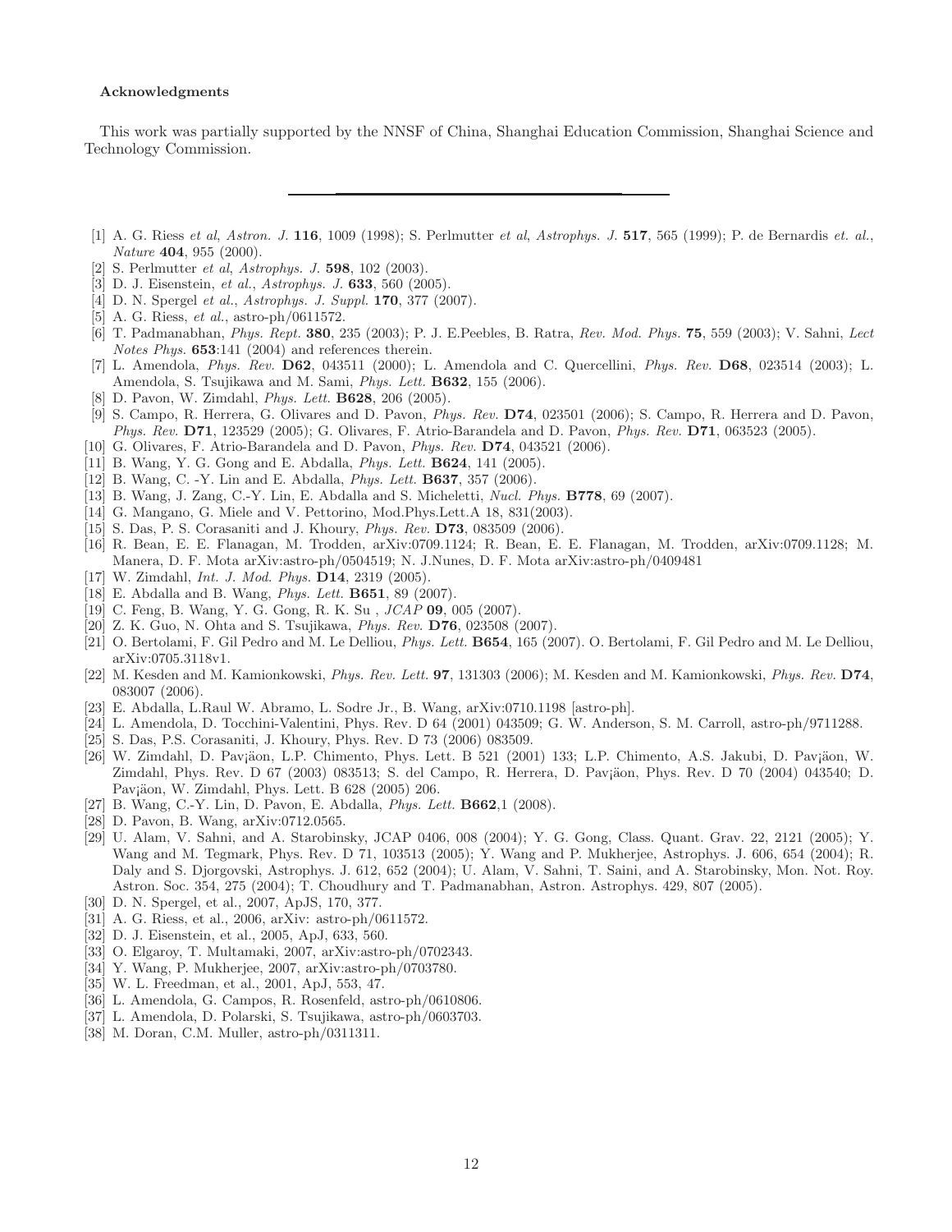### Acknowledgments

This work was partially supported by the NNSF of China, Shanghai Education Commission, Shanghai Science and Technology Commission.

---

[1] A. G. Riess *et al*, *Astron. J.* **116**, 1009 (1998); S. Perlmutter *et al*, *Astrophys. J.* **517**, 565 (1999); P. de Bernardis *et. al.*, *Nature* **404**, 955 (2000).
[2] S. Perlmutter *et al*, *Astrophys. J.* **598**, 102 (2003).
[3] D. J. Eisenstein, *et al.*, *Astrophys. J.* **633**, 560 (2005).
[4] D. N. Spergel *et al.*, *Astrophys. J. Suppl.* **170**, 377 (2007).
[5] A. G. Riess, *et al.*, astro-ph/0611572.
[6] T. Padmanabhan, *Phys. Rept.* **380**, 235 (2003); P. J. E.Peebles, B. Ratra, *Rev. Mod. Phys.* **75**, 559 (2003); V. Sahni, *Lect Notes Phys.* **653**:141 (2004) and references therein.
[7] L. Amendola, *Phys. Rev.* **D62**, 043511 (2000); L. Amendola and C. Quercellini, *Phys. Rev.* **D68**, 023514 (2003); L. Amendola, S. Tsujikawa and M. Sami, *Phys. Lett.* **B632**, 155 (2006).
[8] D. Pavon, W. Zimdahl, *Phys. Lett.* **B628**, 206 (2005).
[9] S. Campo, R. Herrera, G. Olivares and D. Pavon, *Phys. Rev.* **D74**, 023501 (2006); S. Campo, R. Herrera and D. Pavon, *Phys. Rev.* **D71**, 123529 (2005); G. Olivares, F. Atrio-Barandela and D. Pavon, *Phys. Rev.* **D71**, 063523 (2005).
[10] G. Olivares, F. Atrio-Barandela and D. Pavon, *Phys. Rev.* **D74**, 043521 (2006).
[11] B. Wang, Y. G. Gong and E. Abdalla, *Phys. Lett.* **B624**, 141 (2005).
[12] B. Wang, C. -Y. Lin and E. Abdalla, *Phys. Lett.* **B637**, 357 (2006).
[13] B. Wang, J. Zang, C.-Y. Lin, E. Abdalla and S. Micheletti, *Nucl. Phys.* **B778**, 69 (2007).
[14] G. Mangano, G. Miele and V. Pettorino, Mod.Phys.Lett.A 18, 831(2003).
[15] S. Das, P. S. Corasaniti and J. Khoury, *Phys. Rev.* **D73**, 083509 (2006).
[16] R. Bean, E. E. Flanagan, M. Trodden, arXiv:0709.1124; R. Bean, E. E. Flanagan, M. Trodden, arXiv:0709.1128; M. Manera, D. F. Mota arXiv:astro-ph/0504519; N. J.Nunes, D. F. Mota arXiv:astro-ph/0409481
[17] W. Zimdahl, *Int. J. Mod. Phys.* **D14**, 2319 (2005).
[18] E. Abdalla and B. Wang, *Phys. Lett.* **B651**, 89 (2007).
[19] C. Feng, B. Wang, Y. G. Gong, R. K. Su , *JCAP* **09**, 005 (2007).
[20] Z. K. Guo, N. Ohta and S. Tsujikawa, *Phys. Rev.* **D76**, 023508 (2007).
[21] O. Bertolami, F. Gil Pedro and M. Le Delliou, *Phys. Lett.* **B654**, 165 (2007). O. Bertolami, F. Gil Pedro and M. Le Delliou, arXiv:0705.3118v1.
[22] M. Kesden and M. Kamionkowski, *Phys. Rev. Lett.* **97**, 131303 (2006); M. Kesden and M. Kamionkowski, *Phys. Rev.* **D74**, 083007 (2006).
[23] E. Abdalla, L.Raul W. Abramo, L. Sodre Jr., B. Wang, arXiv:0710.1198 [astro-ph].
[24] L. Amendola, D. Tocchini-Valentini, Phys. Rev. D 64 (2001) 043509; G. W. Anderson, S. M. Carroll, astro-ph/9711288.
[25] S. Das, P.S. Corasaniti, J. Khoury, Phys. Rev. D 73 (2006) 083509.
[26] W. Zimdahl, D. Pav¡äon, L.P. Chimento, Phys. Lett. B 521 (2001) 133; L.P. Chimento, A.S. Jakubi, D. Pav¡äon, W. Zimdahl, Phys. Rev. D 67 (2003) 083513; S. del Campo, R. Herrera, D. Pav¡äon, Phys. Rev. D 70 (2004) 043540; D. Pav¡äon, W. Zimdahl, Phys. Lett. B 628 (2005) 206.
[27] B. Wang, C.-Y. Lin, D. Pavon, E. Abdalla, *Phys. Lett.* **B662**,1 (2008).
[28] D. Pavon, B. Wang, arXiv:0712.0565.
[29] U. Alam, V. Sahni, and A. Starobinsky, JCAP 0406, 008 (2004); Y. G. Gong, Class. Quant. Grav. 22, 2121 (2005); Y. Wang and M. Tegmark, Phys. Rev. D 71, 103513 (2005); Y. Wang and P. Mukherjee, Astrophys. J. 606, 654 (2004); R. Daly and S. Djorgovski, Astrophys. J. 612, 652 (2004); U. Alam, V. Sahni, T. Saini, and A. Starobinsky, Mon. Not. Roy. Astron. Soc. 354, 275 (2004); T. Choudhury and T. Padmanabhan, Astron. Astrophys. 429, 807 (2005).
[30] D. N. Spergel, et al., 2007, ApJS, 170, 377.
[31] A. G. Riess, et al., 2006, arXiv: astro-ph/0611572.
[32] D. J. Eisenstein, et al., 2005, ApJ, 633, 560.
[33] O. Elgaroy, T. Multamaki, 2007, arXiv:astro-ph/0702343.
[34] Y. Wang, P. Mukherjee, 2007, arXiv:astro-ph/0703780.
[35] W. L. Freedman, et al., 2001, ApJ, 553, 47.
[36] L. Amendola, G. Campos, R. Rosenfeld, astro-ph/0610806.
[37] L. Amendola, D. Polarski, S. Tsujikawa, astro-ph/0603703.
[38] M. Doran, C.M. Muller, astro-ph/0311311.